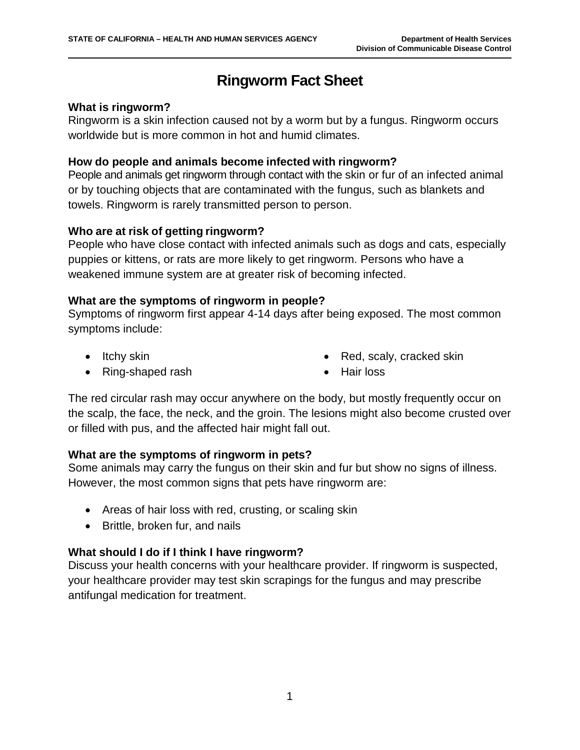# Ringworm Fact Sheet

### What is ringworm?

Ringworm is a skin infection caused not by a worm but by a fungus. Ringworm occurs worldwide but is more common in hot and humid climates.

### How do people and animals become infected with ringworm?

People and animals get ringworm through contact with the skin or fur of an infected animal or by touching objects that are contaminated with the fungus, such as blankets and towels. Ringworm is rarely transmitted person to person.

### Who are at risk of getting ringworm?

People who have close contact with infected animals such as dogs and cats, especially puppies or kittens, or rats are more likely to get ringworm. Persons who have a weakened immune system are at greater risk of becoming infected.

### What are the symptoms of ringworm in people?

Symptoms of ringworm first appear 4-14 days after being exposed. The most common symptoms include:

- Itchy skin
- Ring-shaped rash
- Red, scaly, cracked skin
- Hair loss

The red circular rash may occur anywhere on the body, but mostly frequently occur on the scalp, the face, the neck, and the groin. The lesions might also become crusted over or filled with pus, and the affected hair might fall out.

### What are the symptoms of ringworm in pets?

Some animals may carry the fungus on their skin and fur but show no signs of illness. However, the most common signs that pets have ringworm are:

- Areas of hair loss with red, crusting, or scaling skin
- Brittle, broken fur, and nails

### What should I do if I think I have ringworm?

Discuss your health concerns with your healthcare provider. If ringworm is suspected, your healthcare provider may test skin scrapings for the fungus and may prescribe antifungal medication for treatment.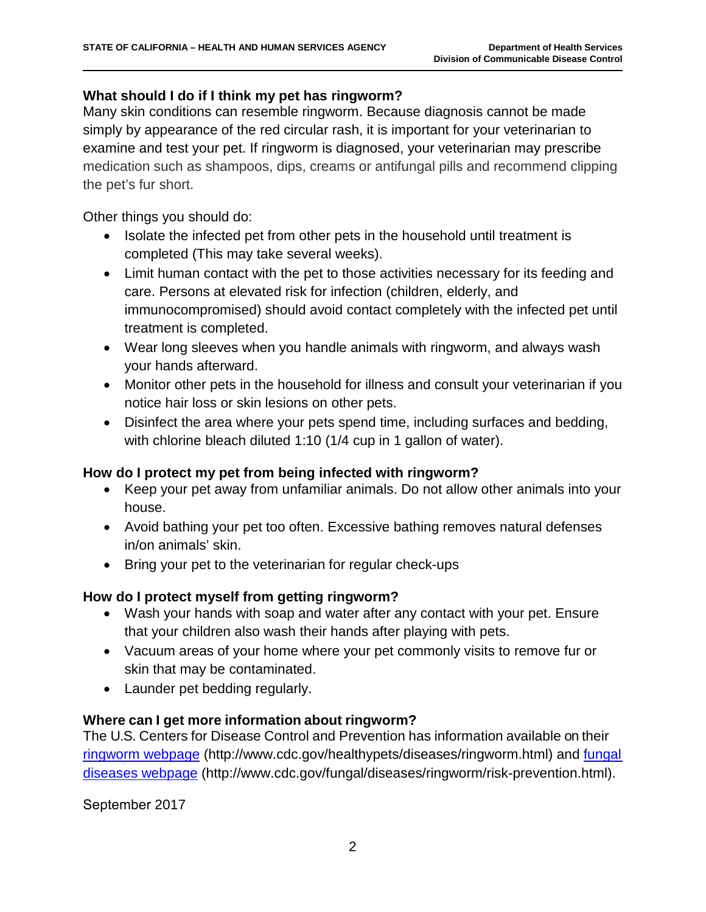## What should I do if I think my pet has ringworm?

Many skin conditions can resemble ringworm. Because diagnosis cannot be made simply by appearance of the red circular rash, it is important for your veterinarian to examine and test your pet. If ringworm is diagnosed, your veterinarian may prescribe medication such as shampoos, dips, creams or antifungal pills and recommend clipping the pet's fur short.

Other things you should do:

- Isolate the infected pet from other pets in the household until treatment is completed (This may take several weeks).
- Limit human contact with the pet to those activities necessary for its feeding and care. Persons at elevated risk for infection (children, elderly, and immunocompromised) should avoid contact completely with the infected pet until treatment is completed.
- Wear long sleeves when you handle animals with ringworm, and always wash your hands afterward.
- Monitor other pets in the household for illness and consult your veterinarian if you notice hair loss or skin lesions on other pets.
- Disinfect the area where your pets spend time, including surfaces and bedding, with chlorine bleach diluted 1:10 (1/4 cup in 1 gallon of water).

## How do I protect my pet from being infected with ringworm?

- Keep your pet away from unfamiliar animals. Do not allow other animals into your house.
- Avoid bathing your pet too often. Excessive bathing removes natural defenses in/on animals' skin.
- Bring your pet to the veterinarian for regular check-ups

## How do I protect myself from getting ringworm?

- Wash your hands with soap and water after any contact with your pet. Ensure that your children also wash their hands after playing with pets.
- Vacuum areas of your home where your pet commonly visits to remove fur or skin that may be contaminated.
- Launder pet bedding regularly.

## Where can I get more information about ringworm?

The U.S. Centers for Disease Control and Prevention has information available on their [ringworm webpage](http://www.cdc.gov/healthypets/diseases/ringworm.html) (http://www.cdc.gov/healthypets/diseases/ringworm.html) and [fungal diseases webpage](http://www.cdc.gov/fungal/diseases/ringworm/risk-prevention.html) (http://www.cdc.gov/fungal/diseases/ringworm/risk-prevention.html).

September 2017